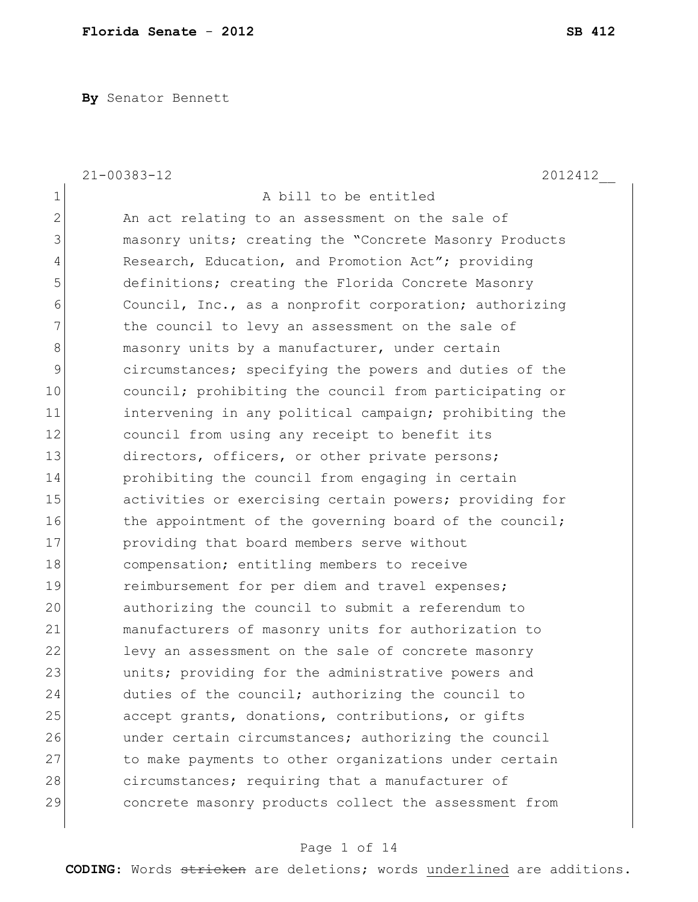By Senator Bennett

21-00383-12 2012412__

A bill to be entitled

An act relating to an assessment on the sale of masonry units; creating the "Concrete Masonry Products Research, Education, and Promotion Act"; providing definitions; creating the Florida Concrete Masonry Council, Inc., as a nonprofit corporation; authorizing the council to levy an assessment on the sale of masonry units by a manufacturer, under certain circumstances; specifying the powers and duties of the council; prohibiting the council from participating or intervening in any political campaign; prohibiting the council from using any receipt to benefit its directors, officers, or other private persons; prohibiting the council from engaging in certain activities or exercising certain powers; providing for the appointment of the governing board of the council; providing that board members serve without compensation; entitling members to receive reimbursement for per diem and travel expenses; authorizing the council to submit a referendum to manufacturers of masonry units for authorization to levy an assessment on the sale of concrete masonry units; providing for the administrative powers and duties of the council; authorizing the council to accept grants, donations, contributions, or gifts under certain circumstances; authorizing the council to make payments to other organizations under certain circumstances; requiring that a manufacturer of concrete masonry products collect the assessment from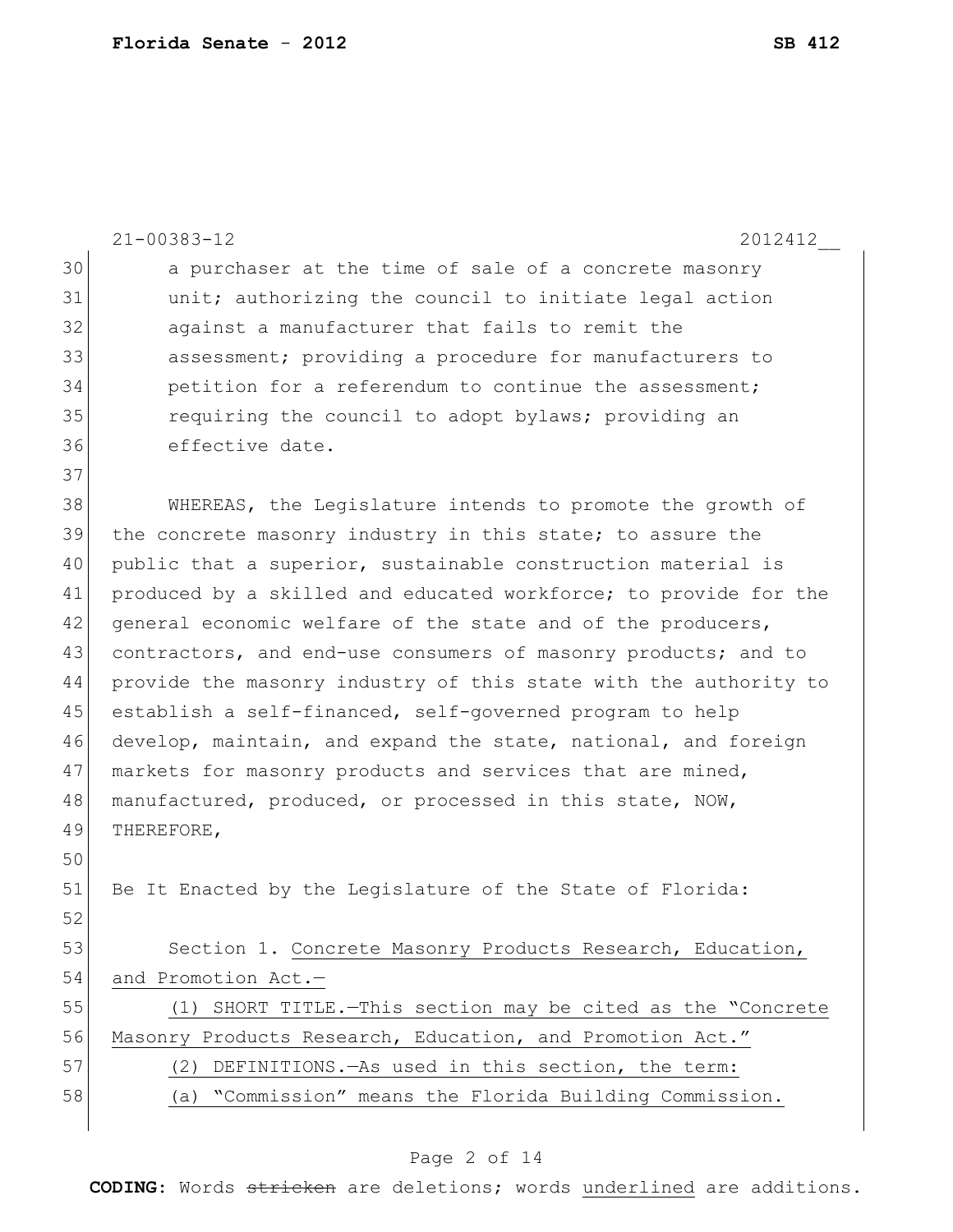a purchaser at the time of sale of a concrete masonry unit; authorizing the council to initiate legal action against a manufacturer that fails to remit the assessment; providing a procedure for manufacturers to petition for a referendum to continue the assessment; requiring the council to adopt bylaws; providing an effective date.

WHEREAS, the Legislature intends to promote the growth of the concrete masonry industry in this state; to assure the public that a superior, sustainable construction material is produced by a skilled and educated workforce; to provide for the general economic welfare of the state and of the producers, contractors, and end-use consumers of masonry products; and to provide the masonry industry of this state with the authority to establish a self-financed, self-governed program to help develop, maintain, and expand the state, national, and foreign markets for masonry products and services that are mined, manufactured, produced, or processed in this state, NOW, THEREFORE,

Be It Enacted by the Legislature of the State of Florida:

Section 1. Concrete Masonry Products Research, Education, and Promotion Act.—

(1) SHORT TITLE.—This section may be cited as the "Concrete Masonry Products Research, Education, and Promotion Act."

(2) DEFINITIONS.—As used in this section, the term:

(a) "Commission" means the Florida Building Commission.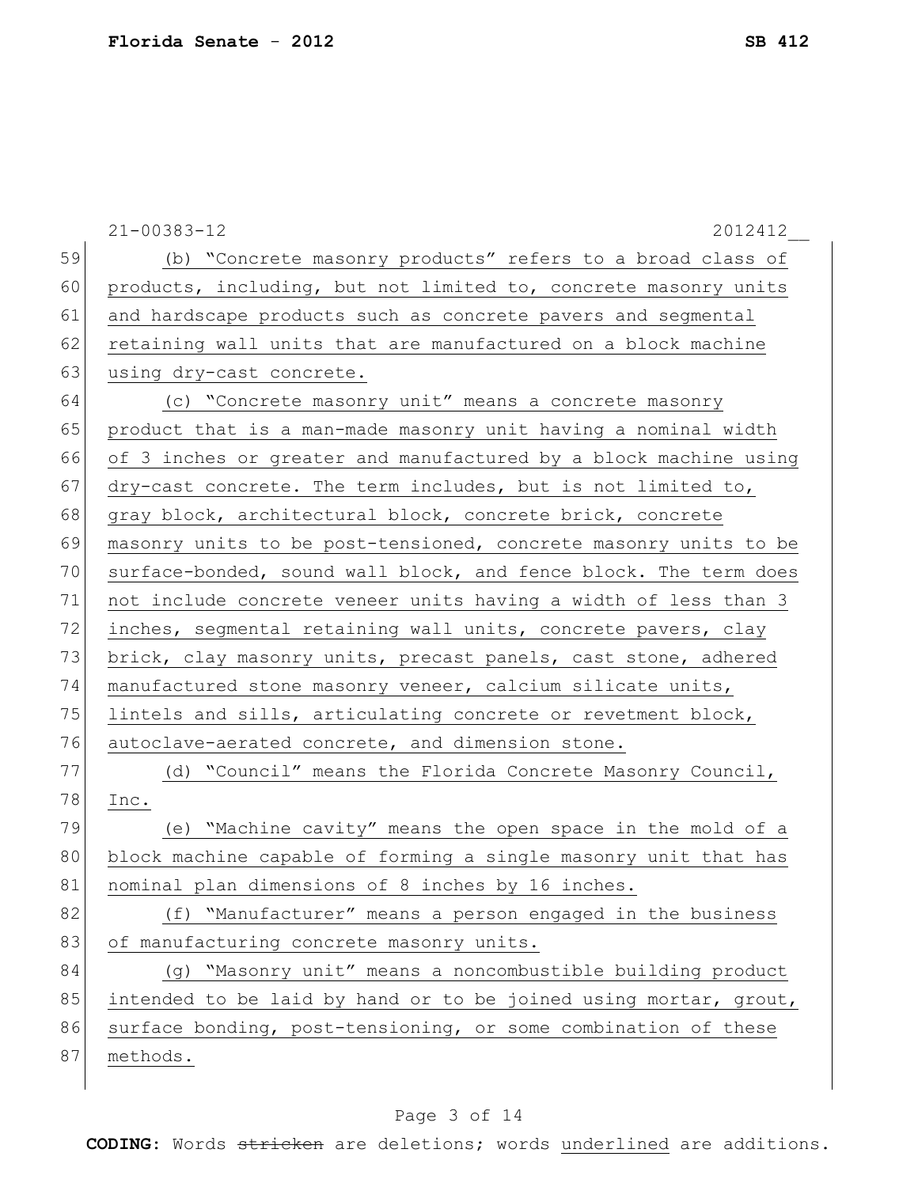(b) “Concrete masonry products” refers to a broad class of products, including, but not limited to, concrete masonry units and hardscape products such as concrete pavers and segmental retaining wall units that are manufactured on a block machine using dry-cast concrete.

(c) “Concrete masonry unit” means a concrete masonry product that is a man-made masonry unit having a nominal width of 3 inches or greater and manufactured by a block machine using dry-cast concrete. The term includes, but is not limited to, gray block, architectural block, concrete brick, concrete masonry units to be post-tensioned, concrete masonry units to be surface-bonded, sound wall block, and fence block. The term does not include concrete veneer units having a width of less than 3 inches, segmental retaining wall units, concrete pavers, clay brick, clay masonry units, precast panels, cast stone, adhered manufactured stone masonry veneer, calcium silicate units, lintels and sills, articulating concrete or revetment block, autoclave-aerated concrete, and dimension stone.

(d) “Council” means the Florida Concrete Masonry Council, Inc.

(e) “Machine cavity” means the open space in the mold of a block machine capable of forming a single masonry unit that has nominal plan dimensions of 8 inches by 16 inches.

(f) “Manufacturer” means a person engaged in the business of manufacturing concrete masonry units.

(g) “Masonry unit” means a noncombustible building product intended to be laid by hand or to be joined using mortar, grout, surface bonding, post-tensioning, or some combination of these methods.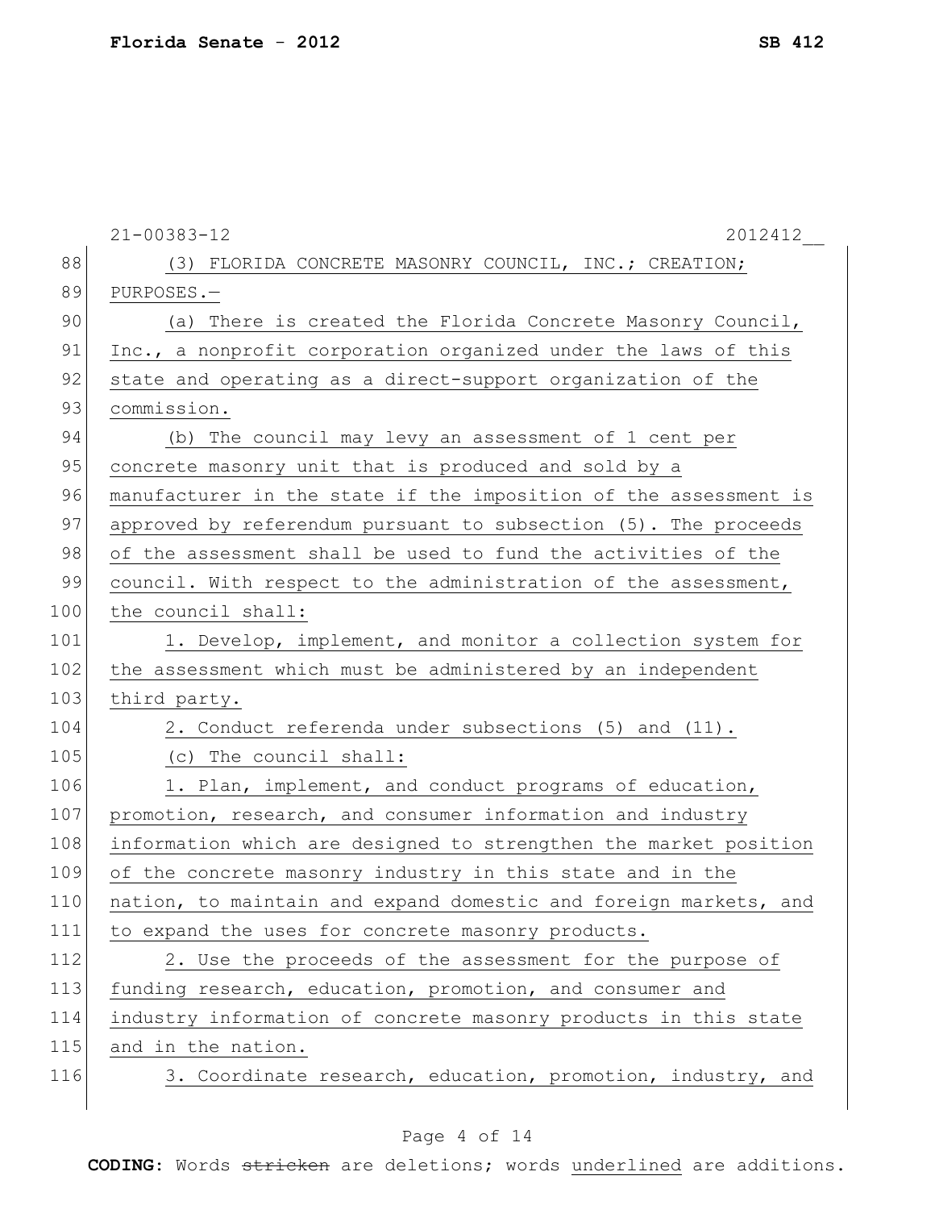(3) FLORIDA CONCRETE MASONRY COUNCIL, INC.; CREATION; PURPOSES.—

(a) There is created the Florida Concrete Masonry Council, Inc., a nonprofit corporation organized under the laws of this state and operating as a direct-support organization of the commission.

(b) The council may levy an assessment of 1 cent per concrete masonry unit that is produced and sold by a manufacturer in the state if the imposition of the assessment is approved by referendum pursuant to subsection (5). The proceeds of the assessment shall be used to fund the activities of the council. With respect to the administration of the assessment, the council shall:

1. Develop, implement, and monitor a collection system for the assessment which must be administered by an independent third party.

2. Conduct referenda under subsections (5) and (11).

(c) The council shall:

1. Plan, implement, and conduct programs of education, promotion, research, and consumer information and industry information which are designed to strengthen the market position of the concrete masonry industry in this state and in the nation, to maintain and expand domestic and foreign markets, and to expand the uses for concrete masonry products.

2. Use the proceeds of the assessment for the purpose of funding research, education, promotion, and consumer and industry information of concrete masonry products in this state and in the nation.

3. Coordinate research, education, promotion, industry, and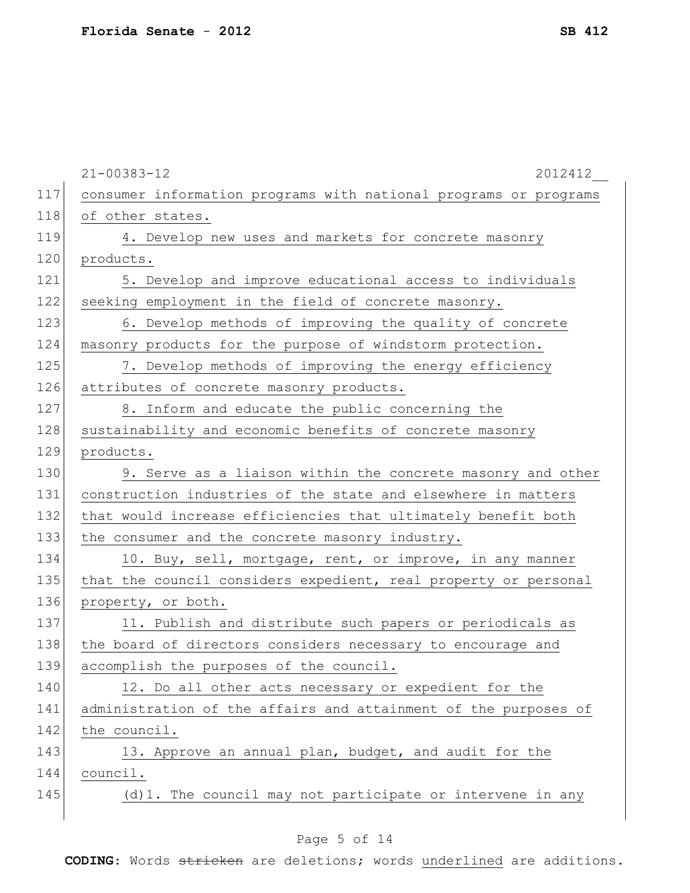consumer information programs with national programs or programs of other states.

4. Develop new uses and markets for concrete masonry products.

5. Develop and improve educational access to individuals seeking employment in the field of concrete masonry.

6. Develop methods of improving the quality of concrete masonry products for the purpose of windstorm protection.

7. Develop methods of improving the energy efficiency attributes of concrete masonry products.

8. Inform and educate the public concerning the sustainability and economic benefits of concrete masonry products.

9. Serve as a liaison within the concrete masonry and other construction industries of the state and elsewhere in matters that would increase efficiencies that ultimately benefit both the consumer and the concrete masonry industry.

10. Buy, sell, mortgage, rent, or improve, in any manner that the council considers expedient, real property or personal property, or both.

11. Publish and distribute such papers or periodicals as the board of directors considers necessary to encourage and accomplish the purposes of the council.

12. Do all other acts necessary or expedient for the administration of the affairs and attainment of the purposes of the council.

13. Approve an annual plan, budget, and audit for the council.

(d)1. The council may not participate or intervene in any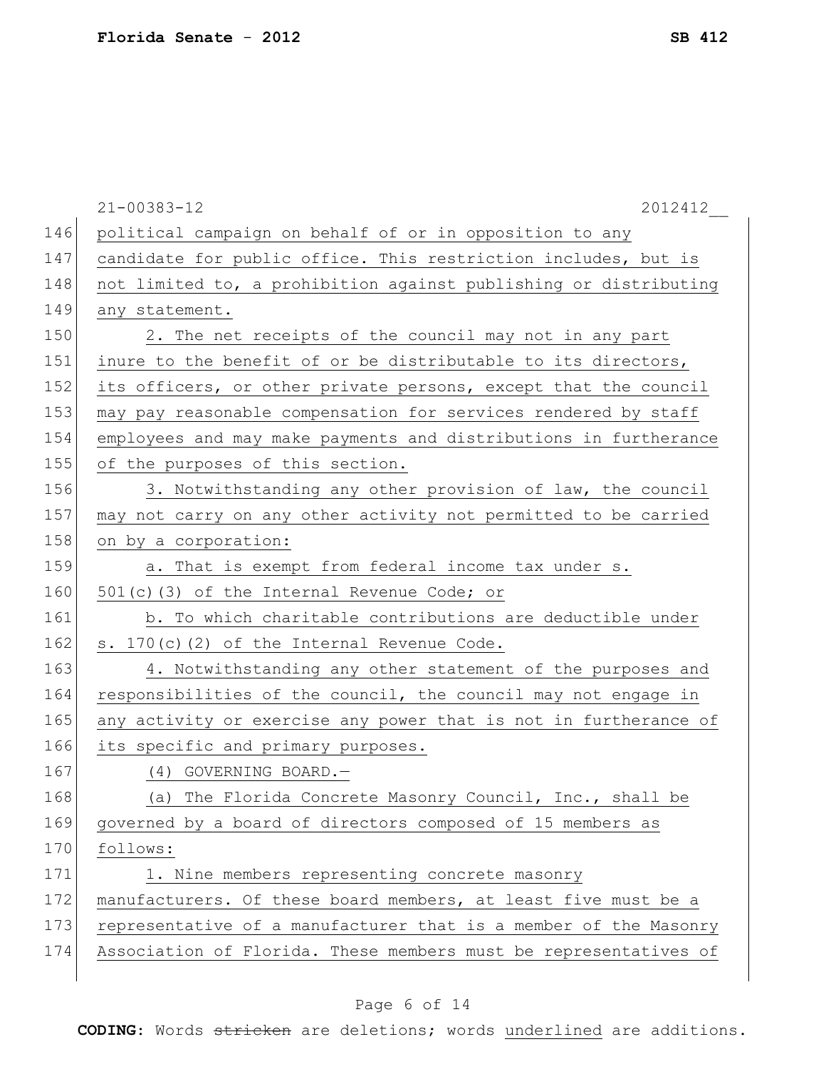political campaign on behalf of or in opposition to any candidate for public office. This restriction includes, but is not limited to, a prohibition against publishing or distributing any statement.

2. The net receipts of the council may not in any part inure to the benefit of or be distributable to its directors, its officers, or other private persons, except that the council may pay reasonable compensation for services rendered by staff employees and may make payments and distributions in furtherance of the purposes of this section.

3. Notwithstanding any other provision of law, the council may not carry on any other activity not permitted to be carried on by a corporation:

a. That is exempt from federal income tax under s. 501(c)(3) of the Internal Revenue Code; or

b. To which charitable contributions are deductible under s. 170(c)(2) of the Internal Revenue Code.

4. Notwithstanding any other statement of the purposes and responsibilities of the council, the council may not engage in any activity or exercise any power that is not in furtherance of its specific and primary purposes.

(4) GOVERNING BOARD.—

(a) The Florida Concrete Masonry Council, Inc., shall be governed by a board of directors composed of 15 members as follows:

1. Nine members representing concrete masonry manufacturers. Of these board members, at least five must be a representative of a manufacturer that is a member of the Masonry Association of Florida. These members must be representatives of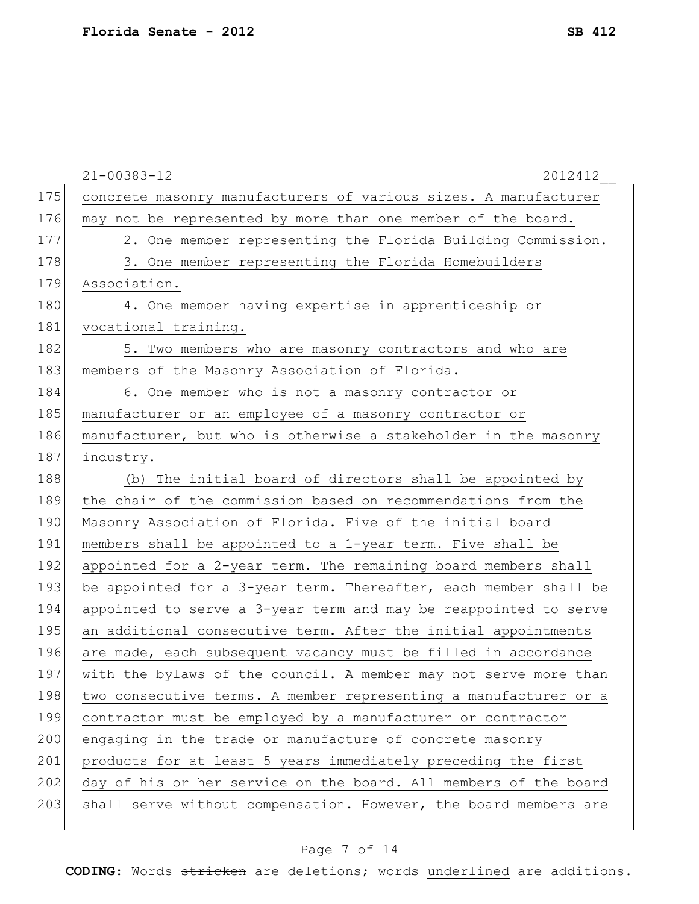21-00383-12 2012412__

concrete masonry manufacturers of various sizes. A manufacturer may not be represented by more than one member of the board.

2. One member representing the Florida Building Commission.

3. One member representing the Florida Homebuilders Association.

4. One member having expertise in apprenticeship or vocational training.

5. Two members who are masonry contractors and who are members of the Masonry Association of Florida.

6. One member who is not a masonry contractor or manufacturer or an employee of a masonry contractor or manufacturer, but who is otherwise a stakeholder in the masonry industry.

(b) The initial board of directors shall be appointed by the chair of the commission based on recommendations from the Masonry Association of Florida. Five of the initial board members shall be appointed to a 1-year term. Five shall be appointed for a 2-year term. The remaining board members shall be appointed for a 3-year term. Thereafter, each member shall be appointed to serve a 3-year term and may be reappointed to serve an additional consecutive term. After the initial appointments are made, each subsequent vacancy must be filled in accordance with the bylaws of the council. A member may not serve more than two consecutive terms. A member representing a manufacturer or a contractor must be employed by a manufacturer or contractor engaging in the trade or manufacture of concrete masonry products for at least 5 years immediately preceding the first day of his or her service on the board. All members of the board shall serve without compensation. However, the board members are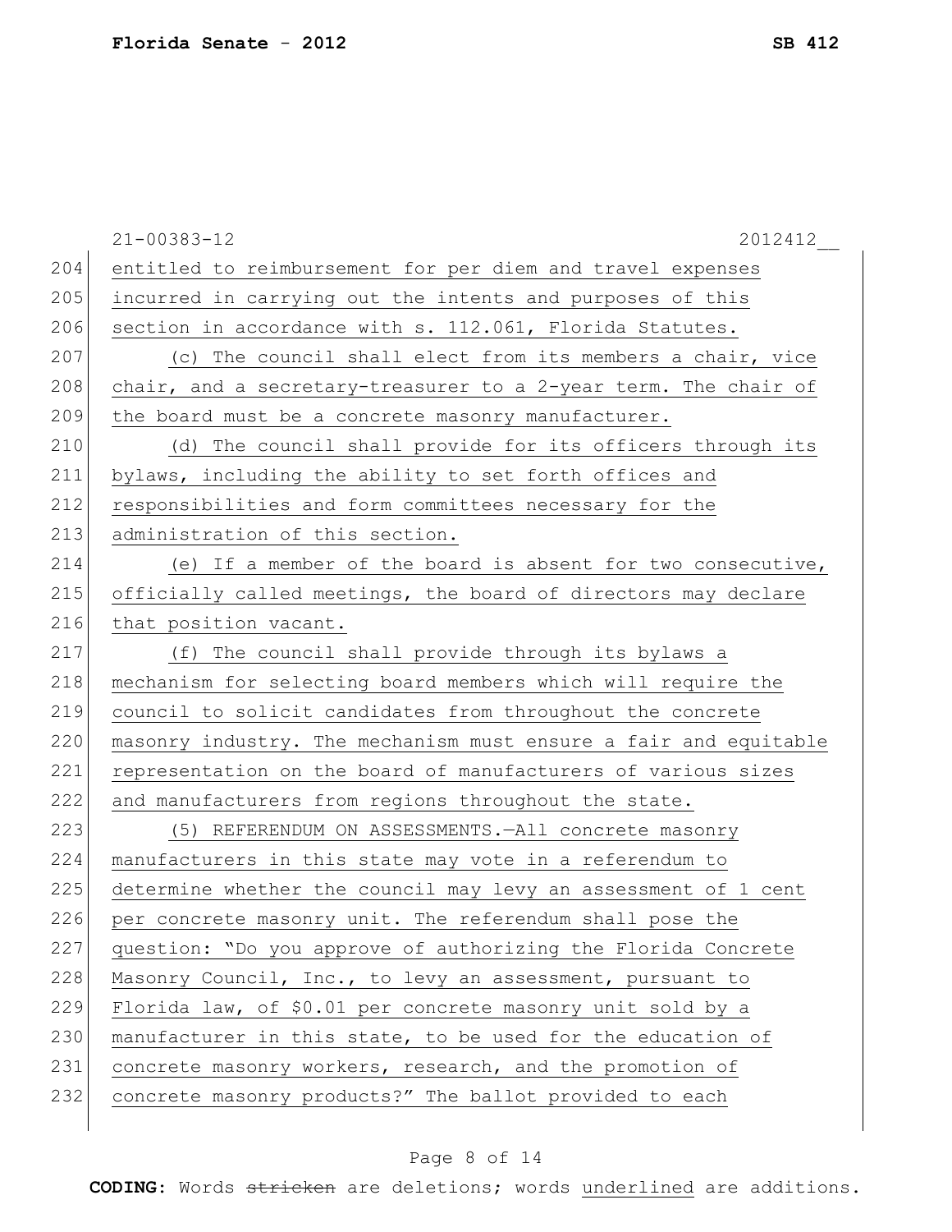entitled to reimbursement for per diem and travel expenses incurred in carrying out the intents and purposes of this section in accordance with s. 112.061, Florida Statutes.

(c) The council shall elect from its members a chair, vice chair, and a secretary-treasurer to a 2-year term. The chair of the board must be a concrete masonry manufacturer.

(d) The council shall provide for its officers through its bylaws, including the ability to set forth offices and responsibilities and form committees necessary for the administration of this section.

(e) If a member of the board is absent for two consecutive, officially called meetings, the board of directors may declare that position vacant.

(f) The council shall provide through its bylaws a mechanism for selecting board members which will require the council to solicit candidates from throughout the concrete masonry industry. The mechanism must ensure a fair and equitable representation on the board of manufacturers of various sizes and manufacturers from regions throughout the state.

(5) REFERENDUM ON ASSESSMENTS.—All concrete masonry manufacturers in this state may vote in a referendum to determine whether the council may levy an assessment of 1 cent per concrete masonry unit. The referendum shall pose the question: "Do you approve of authorizing the Florida Concrete Masonry Council, Inc., to levy an assessment, pursuant to Florida law, of $0.01 per concrete masonry unit sold by a manufacturer in this state, to be used for the education of concrete masonry workers, research, and the promotion of concrete masonry products?" The ballot provided to each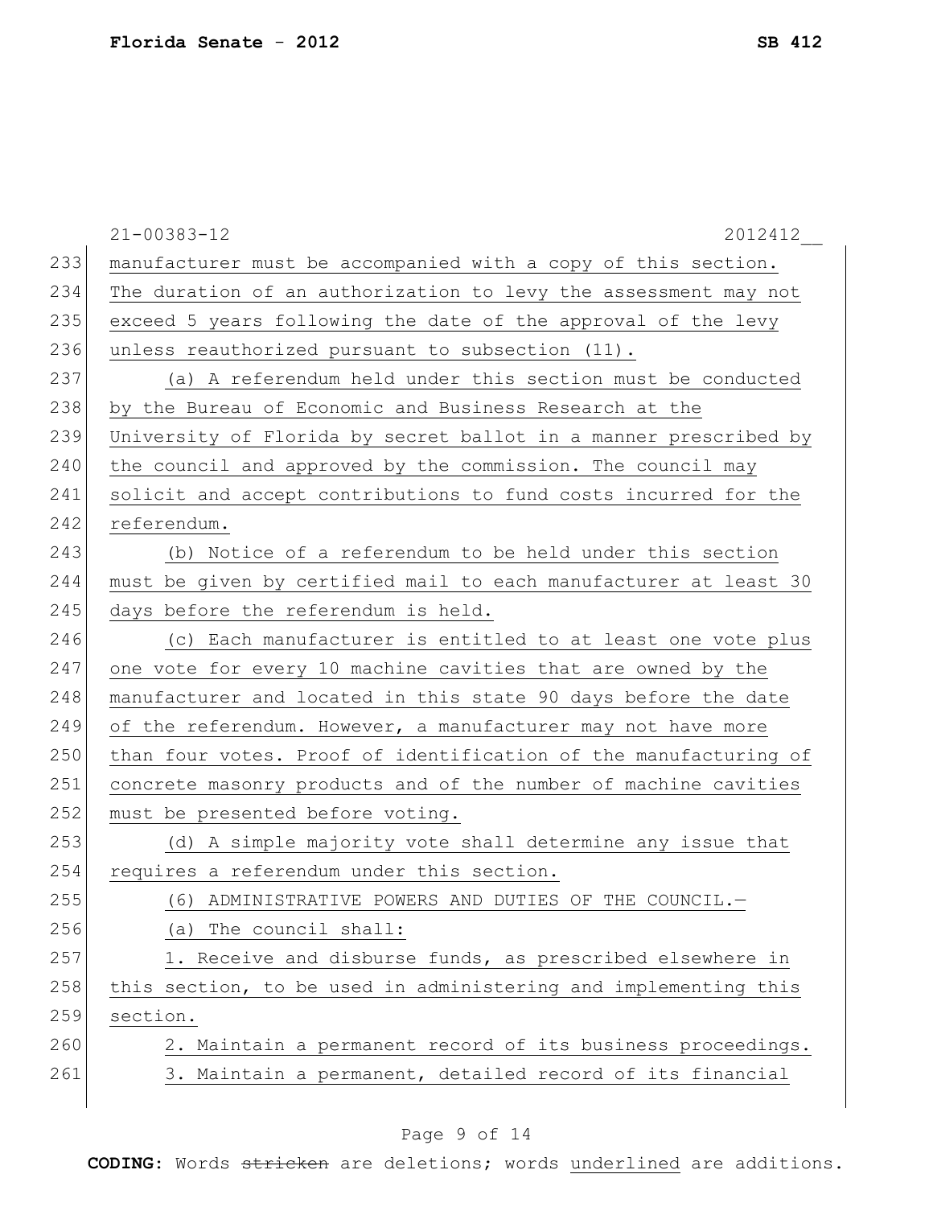manufacturer must be accompanied with a copy of this section. The duration of an authorization to levy the assessment may not exceed 5 years following the date of the approval of the levy unless reauthorized pursuant to subsection (11).

(a) A referendum held under this section must be conducted by the Bureau of Economic and Business Research at the University of Florida by secret ballot in a manner prescribed by the council and approved by the commission. The council may solicit and accept contributions to fund costs incurred for the referendum.

(b) Notice of a referendum to be held under this section must be given by certified mail to each manufacturer at least 30 days before the referendum is held.

(c) Each manufacturer is entitled to at least one vote plus one vote for every 10 machine cavities that are owned by the manufacturer and located in this state 90 days before the date of the referendum. However, a manufacturer may not have more than four votes. Proof of identification of the manufacturing of concrete masonry products and of the number of machine cavities must be presented before voting.

(d) A simple majority vote shall determine any issue that requires a referendum under this section.

(6) ADMINISTRATIVE POWERS AND DUTIES OF THE COUNCIL.—

(a) The council shall:

1. Receive and disburse funds, as prescribed elsewhere in this section, to be used in administering and implementing this section.

2. Maintain a permanent record of its business proceedings.

3. Maintain a permanent, detailed record of its financial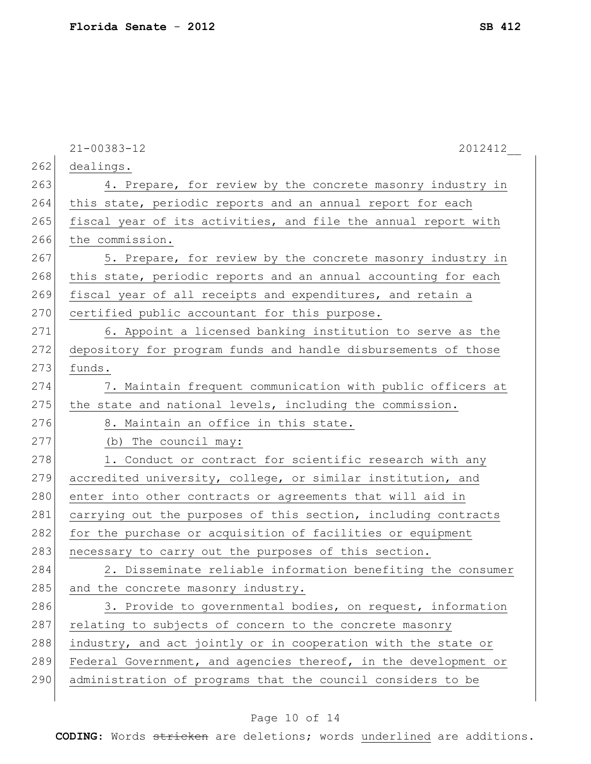21-00383-12 2012412__

dealings.

4. Prepare, for review by the concrete masonry industry in this state, periodic reports and an annual report for each fiscal year of its activities, and file the annual report with the commission.

5. Prepare, for review by the concrete masonry industry in this state, periodic reports and an annual accounting for each fiscal year of all receipts and expenditures, and retain a certified public accountant for this purpose.

6. Appoint a licensed banking institution to serve as the depository for program funds and handle disbursements of those funds.

7. Maintain frequent communication with public officers at the state and national levels, including the commission.

8. Maintain an office in this state.

(b) The council may:

1. Conduct or contract for scientific research with any accredited university, college, or similar institution, and enter into other contracts or agreements that will aid in carrying out the purposes of this section, including contracts for the purchase or acquisition of facilities or equipment necessary to carry out the purposes of this section.

2. Disseminate reliable information benefiting the consumer and the concrete masonry industry.

3. Provide to governmental bodies, on request, information relating to subjects of concern to the concrete masonry industry, and act jointly or in cooperation with the state or Federal Government, and agencies thereof, in the development or administration of programs that the council considers to be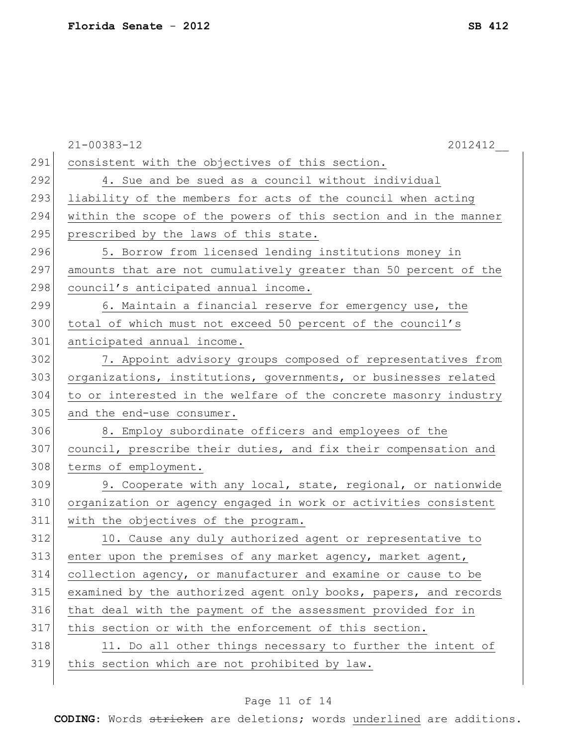consistent with the objectives of this section.

4. Sue and be sued as a council without individual liability of the members for acts of the council when acting within the scope of the powers of this section and in the manner prescribed by the laws of this state.

5. Borrow from licensed lending institutions money in amounts that are not cumulatively greater than 50 percent of the council's anticipated annual income.

6. Maintain a financial reserve for emergency use, the total of which must not exceed 50 percent of the council's anticipated annual income.

7. Appoint advisory groups composed of representatives from organizations, institutions, governments, or businesses related to or interested in the welfare of the concrete masonry industry and the end-use consumer.

8. Employ subordinate officers and employees of the council, prescribe their duties, and fix their compensation and terms of employment.

9. Cooperate with any local, state, regional, or nationwide organization or agency engaged in work or activities consistent with the objectives of the program.

10. Cause any duly authorized agent or representative to enter upon the premises of any market agency, market agent, collection agency, or manufacturer and examine or cause to be examined by the authorized agent only books, papers, and records that deal with the payment of the assessment provided for in this section or with the enforcement of this section.

11. Do all other things necessary to further the intent of this section which are not prohibited by law.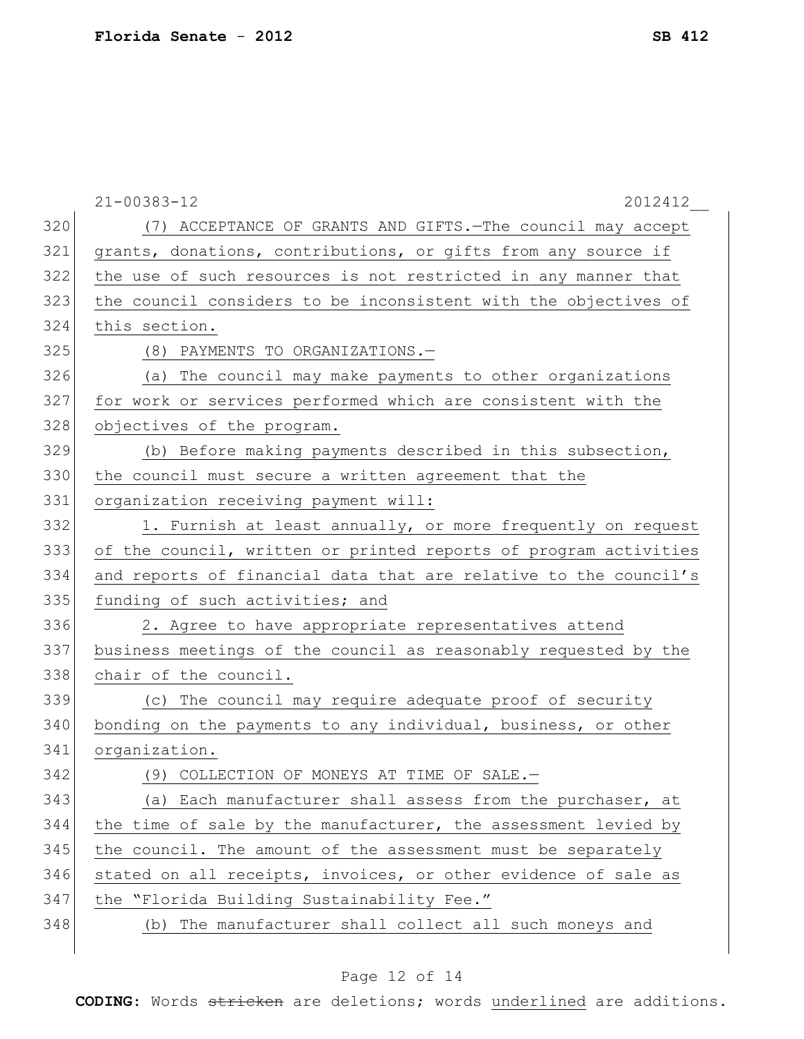(7) ACCEPTANCE OF GRANTS AND GIFTS.—The council may accept grants, donations, contributions, or gifts from any source if the use of such resources is not restricted in any manner that the council considers to be inconsistent with the objectives of this section.

(8) PAYMENTS TO ORGANIZATIONS.—

(a) The council may make payments to other organizations for work or services performed which are consistent with the objectives of the program.

(b) Before making payments described in this subsection, the council must secure a written agreement that the organization receiving payment will:

1. Furnish at least annually, or more frequently on request of the council, written or printed reports of program activities and reports of financial data that are relative to the council's funding of such activities; and

2. Agree to have appropriate representatives attend business meetings of the council as reasonably requested by the chair of the council.

(c) The council may require adequate proof of security bonding on the payments to any individual, business, or other organization.

(9) COLLECTION OF MONEYS AT TIME OF SALE.—

(a) Each manufacturer shall assess from the purchaser, at the time of sale by the manufacturer, the assessment levied by the council. The amount of the assessment must be separately stated on all receipts, invoices, or other evidence of sale as the "Florida Building Sustainability Fee."

(b) The manufacturer shall collect all such moneys and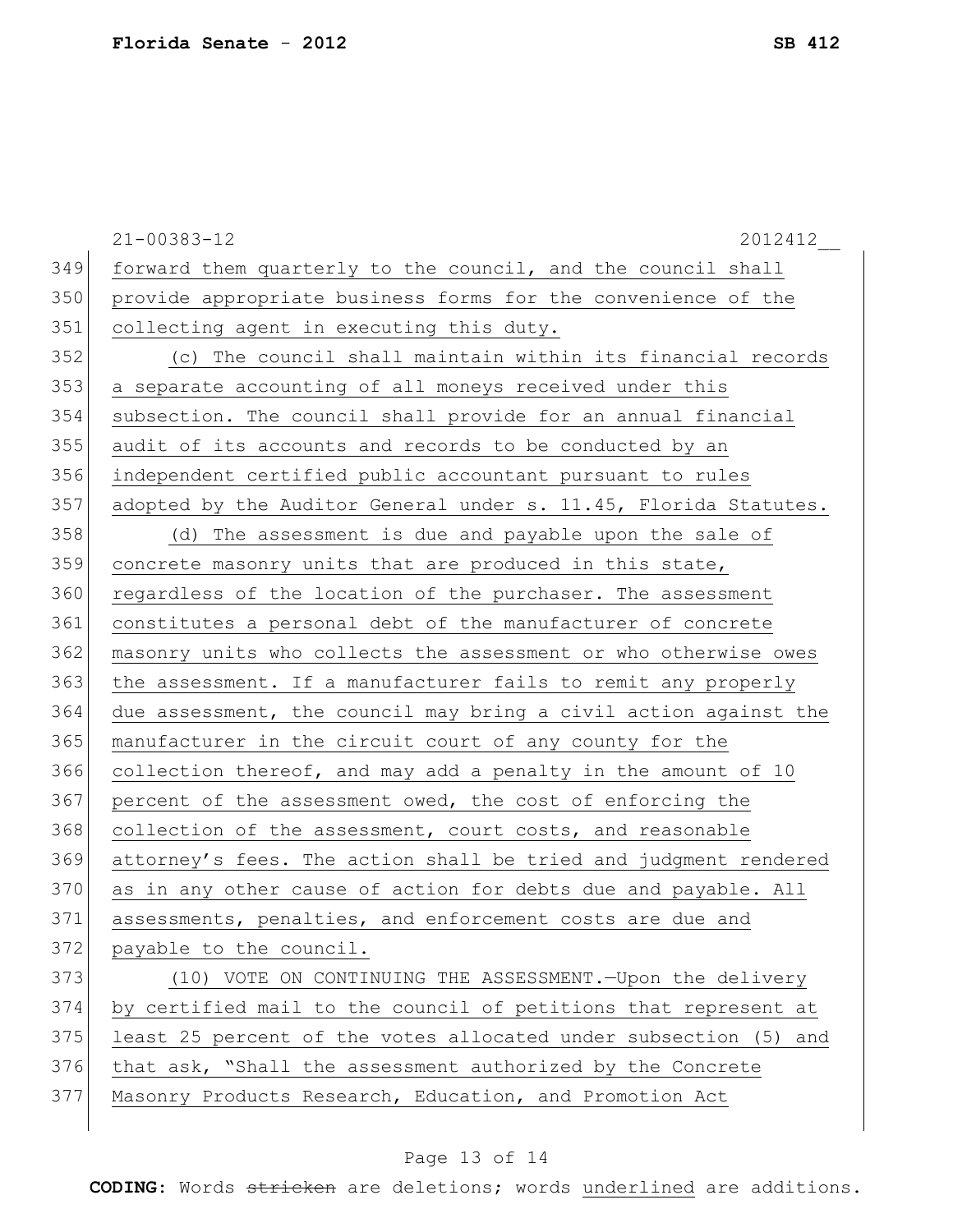forward them quarterly to the council, and the council shall provide appropriate business forms for the convenience of the collecting agent in executing this duty.

(c) The council shall maintain within its financial records a separate accounting of all moneys received under this subsection. The council shall provide for an annual financial audit of its accounts and records to be conducted by an independent certified public accountant pursuant to rules adopted by the Auditor General under s. 11.45, Florida Statutes.

(d) The assessment is due and payable upon the sale of concrete masonry units that are produced in this state, regardless of the location of the purchaser. The assessment constitutes a personal debt of the manufacturer of concrete masonry units who collects the assessment or who otherwise owes the assessment. If a manufacturer fails to remit any properly due assessment, the council may bring a civil action against the manufacturer in the circuit court of any county for the collection thereof, and may add a penalty in the amount of 10 percent of the assessment owed, the cost of enforcing the collection of the assessment, court costs, and reasonable attorney's fees. The action shall be tried and judgment rendered as in any other cause of action for debts due and payable. All assessments, penalties, and enforcement costs are due and payable to the council.

(10) VOTE ON CONTINUING THE ASSESSMENT.—Upon the delivery by certified mail to the council of petitions that represent at least 25 percent of the votes allocated under subsection (5) and that ask, "Shall the assessment authorized by the Concrete Masonry Products Research, Education, and Promotion Act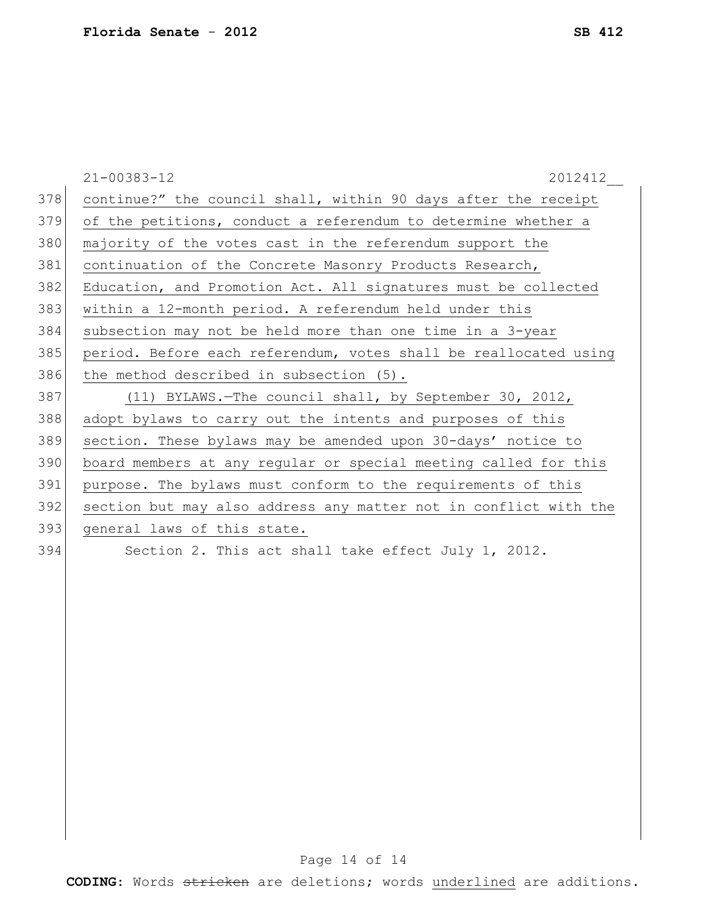continue?” the council shall, within 90 days after the receipt of the petitions, conduct a referendum to determine whether a majority of the votes cast in the referendum support the continuation of the Concrete Masonry Products Research, Education, and Promotion Act. All signatures must be collected within a 12-month period. A referendum held under this subsection may not be held more than one time in a 3-year period. Before each referendum, votes shall be reallocated using the method described in subsection (5).

(11) BYLAWS.—The council shall, by September 30, 2012, adopt bylaws to carry out the intents and purposes of this section. These bylaws may be amended upon 30-days’ notice to board members at any regular or special meeting called for this purpose. The bylaws must conform to the requirements of this section but may also address any matter not in conflict with the general laws of this state.

Section 2. This act shall take effect July 1, 2012.